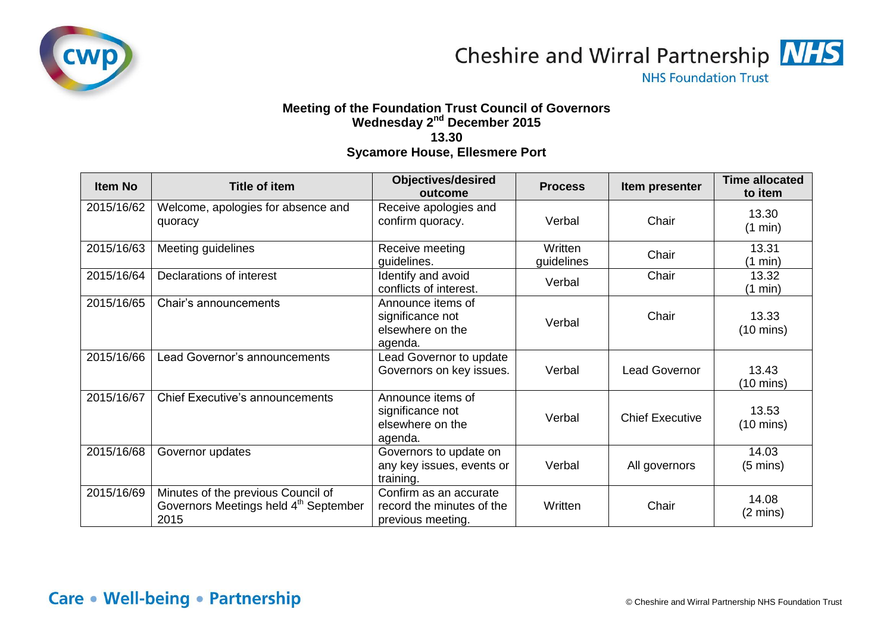Cheshire and Wirral Partnership NHS Foundation Trust

**Meeting of the Foundation Trust Council of Governors**
**Wednesday 2nd December 2015**
**13.30**
**Sycamore House, Ellesmere Port**

| Item No | Title of item | Objectives/desired outcome | Process | Item presenter | Time allocated to item |
|---|---|---|---|---|---|
| 2015/16/62 | Welcome, apologies for absence and quoracy | Receive apologies and confirm quoracy. | Verbal | Chair | 13.30 (1 min) |
| 2015/16/63 | Meeting guidelines | Receive meeting guidelines. | Written guidelines | Chair | 13.31 (1 min) |
| 2015/16/64 | Declarations of interest | Identify and avoid conflicts of interest. | Verbal | Chair | 13.32 (1 min) |
| 2015/16/65 | Chair's announcements | Announce items of significance not elsewhere on the agenda. | Verbal | Chair | 13.33 (10 mins) |
| 2015/16/66 | Lead Governor's announcements | Lead Governor to update Governors on key issues. | Verbal | Lead Governor | 13.43 (10 mins) |
| 2015/16/67 | Chief Executive's announcements | Announce items of significance not elsewhere on the agenda. | Verbal | Chief Executive | 13.53 (10 mins) |
| 2015/16/68 | Governor updates | Governors to update on any key issues, events or training. | Verbal | All governors | 14.03 (5 mins) |
| 2015/16/69 | Minutes of the previous Council of Governors Meetings held 4th September 2015 | Confirm as an accurate record the minutes of the previous meeting. | Written | Chair | 14.08 (2 mins) |

Care • Well-being • Partnership

© Cheshire and Wirral Partnership NHS Foundation Trust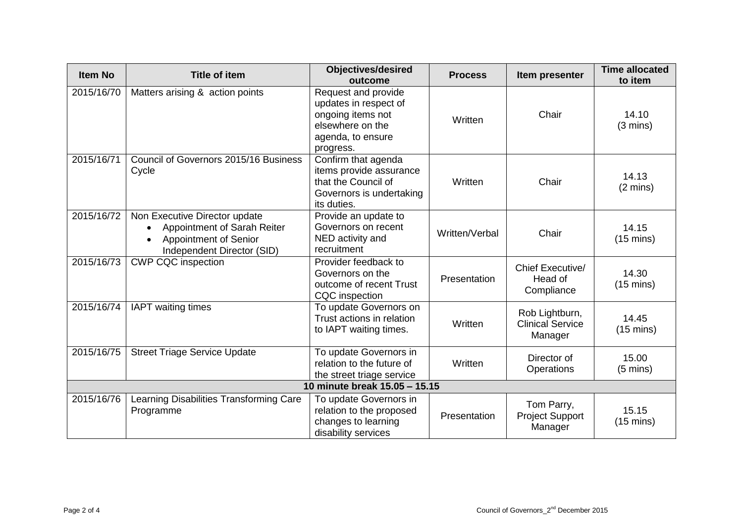| Item No | Title of item | Objectives/desired outcome | Process | Item presenter | Time allocated to item |
|---|---|---|---|---|---|
| 2015/16/70 | Matters arising & action points | Request and provide updates in respect of ongoing items not elsewhere on the agenda, to ensure progress. | Written | Chair | 14.10 (3 mins) |
| 2015/16/71 | Council of Governors 2015/16 Business Cycle | Confirm that agenda items provide assurance that the Council of Governors is undertaking its duties. | Written | Chair | 14.13 (2 mins) |
| 2015/16/72 | Non Executive Director update<br>• Appointment of Sarah Reiter<br>• Appointment of Senior Independent Director (SID) | Provide an update to Governors on recent NED activity and recruitment | Written/Verbal | Chair | 14.15 (15 mins) |
| 2015/16/73 | CWP CQC inspection | Provider feedback to Governors on the outcome of recent Trust CQC inspection | Presentation | Chief Executive/ Head of Compliance | 14.30 (15 mins) |
| 2015/16/74 | IAPT waiting times | To update Governors on Trust actions in relation to IAPT waiting times. | Written | Rob Lightburn, Clinical Service Manager | 14.45 (15 mins) |
| 2015/16/75 | Street Triage Service Update | To update Governors in relation to the future of the street triage service | Written | Director of Operations | 15.00 (5 mins) |
| **10 minute break 15.05 – 15.15** | | | | | |
| 2015/16/76 | Learning Disabilities Transforming Care Programme | To update Governors in relation to the proposed changes to learning disability services | Presentation | Tom Parry, Project Support Manager | 15.15 (15 mins) |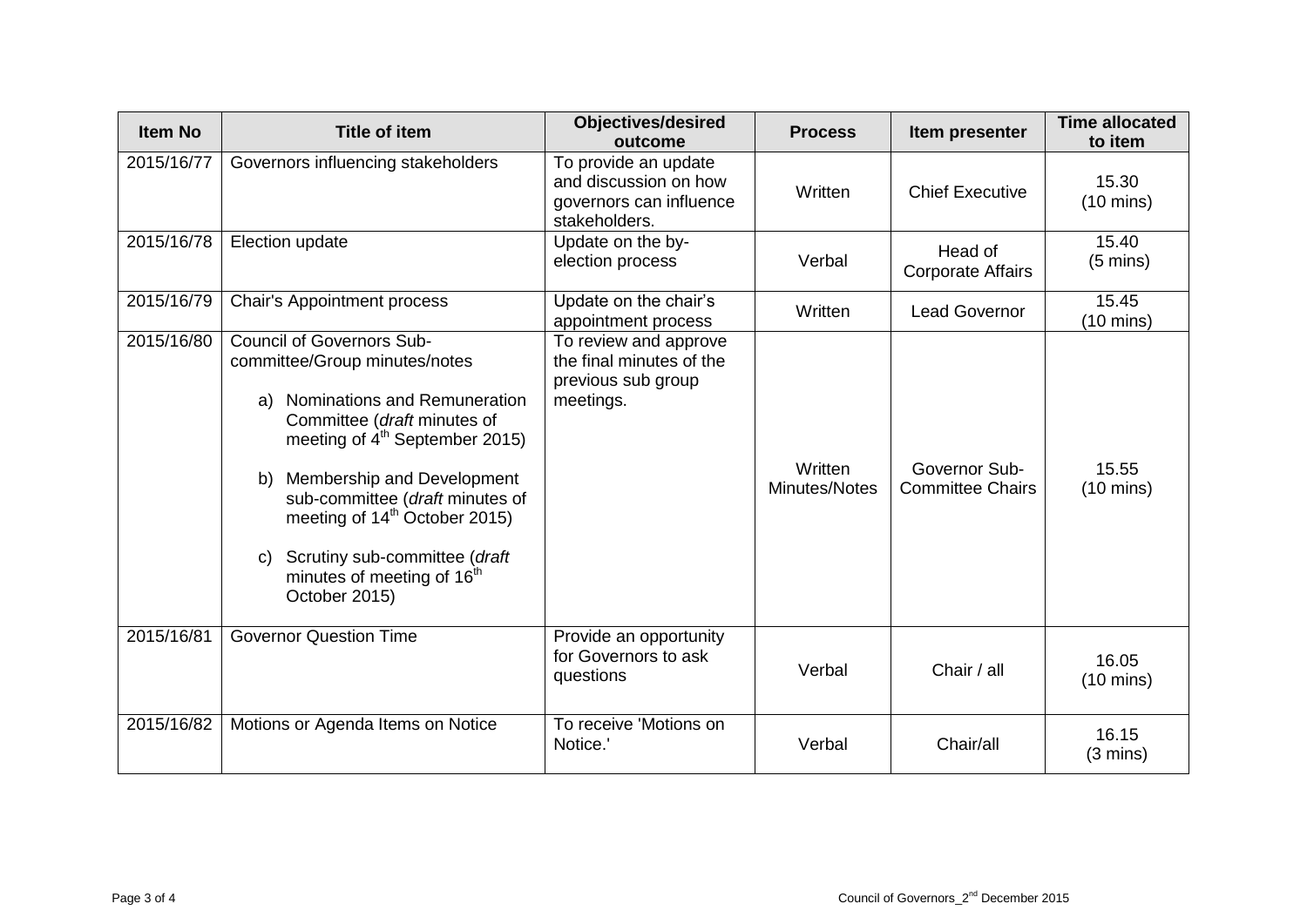| Item No | Title of item | Objectives/desired outcome | Process | Item presenter | Time allocated to item |
|---|---|---|---|---|---|
| 2015/16/77 | Governors influencing stakeholders | To provide an update and discussion on how governors can influence stakeholders. | Written | Chief Executive | 15.30 (10 mins) |
| 2015/16/78 | Election update | Update on the by-election process | Verbal | Head of Corporate Affairs | 15.40 (5 mins) |
| 2015/16/79 | Chair's Appointment process | Update on the chair's appointment process | Written | Lead Governor | 15.45 (10 mins) |
| 2015/16/80 | Council of Governors Sub-committee/Group minutes/notes<br><br>a) Nominations and Remuneration Committee (*draft* minutes of meeting of 4th September 2015)<br><br>b) Membership and Development sub-committee (*draft* minutes of meeting of 14th October 2015)<br><br>c) Scrutiny sub-committee (*draft* minutes of meeting of 16th October 2015) | To review and approve the final minutes of the previous sub group meetings. | Written Minutes/Notes | Governor Sub-Committee Chairs | 15.55 (10 mins) |
| 2015/16/81 | Governor Question Time | Provide an opportunity for Governors to ask questions | Verbal | Chair / all | 16.05 (10 mins) |
| 2015/16/82 | Motions or Agenda Items on Notice | To receive 'Motions on Notice.' | Verbal | Chair/all | 16.15 (3 mins) |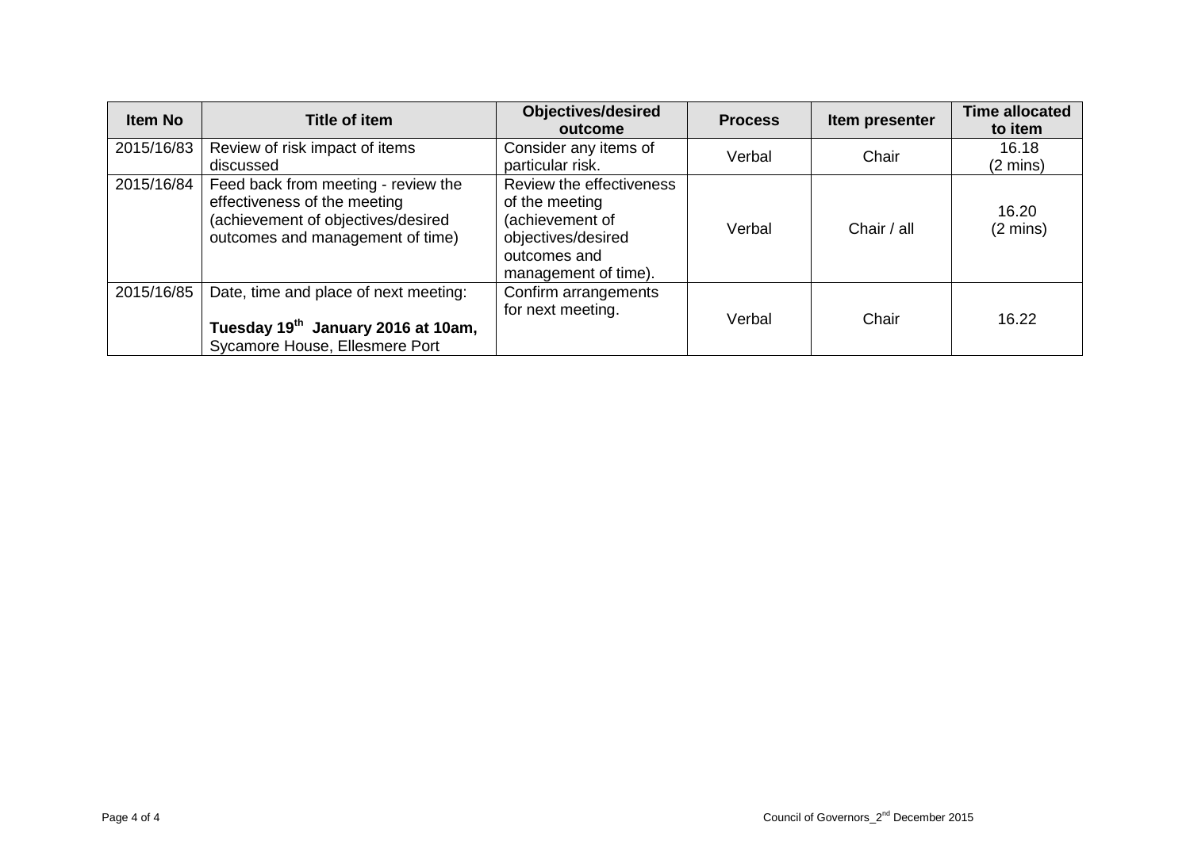| Item No | Title of item | Objectives/desired outcome | Process | Item presenter | Time allocated to item |
|---|---|---|---|---|---|
| 2015/16/83 | Review of risk impact of items discussed | Consider any items of particular risk. | Verbal | Chair | 16.18 (2 mins) |
| 2015/16/84 | Feed back from meeting - review the effectiveness of the meeting (achievement of objectives/desired outcomes and management of time) | Review the effectiveness of the meeting (achievement of objectives/desired outcomes and management of time). | Verbal | Chair / all | 16.20 (2 mins) |
| 2015/16/85 | Date, time and place of next meeting: **Tuesday 19th January 2016 at 10am,** Sycamore House, Ellesmere Port | Confirm arrangements for next meeting. | Verbal | Chair | 16.22 |